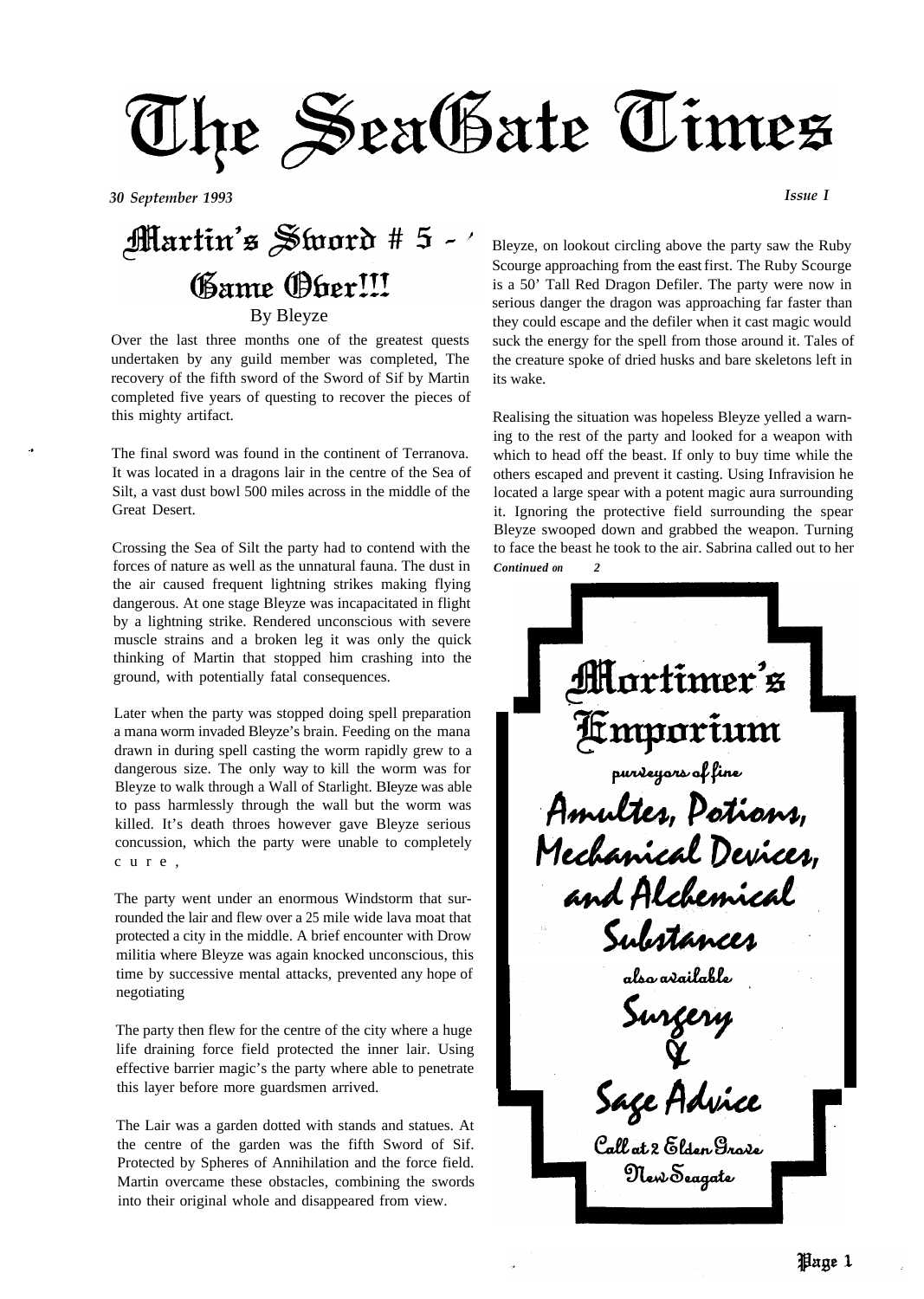# The SeaGate Times

*30 September 1993* *Issue I*

## Martin's Sword # 5 - Game Over!!!

By Bleyze

Over the last three months one of the greatest quests undertaken by any guild member was completed, The recovery of the fifth sword of the Sword of Sif by Martin completed five years of questing to recover the pieces of this mighty artifact.

The final sword was found in the continent of Terranova. It was located in a dragons lair in the centre of the Sea of Silt, a vast dust bowl 500 miles across in the middle of the Great Desert.

Crossing the Sea of Silt the party had to contend with the forces of nature as well as the unnatural fauna. The dust in the air caused frequent lightning strikes making flying dangerous. At one stage Bleyze was incapacitated in flight by a lightning strike. Rendered unconscious with severe muscle strains and a broken leg it was only the quick thinking of Martin that stopped him crashing into the ground, with potentially fatal consequences.

Later when the party was stopped doing spell preparation a mana worm invaded Bleyze's brain. Feeding on the mana drawn in during spell casting the worm rapidly grew to a dangerous size. The only way to kill the worm was for Bleyze to walk through a Wall of Starlight. Bleyze was able to pass harmlessly through the wall but the worm was killed. It's death throes however gave Bleyze serious concussion, which the party were unable to completely cure,

The party went under an enormous Windstorm that surrounded the lair and flew over a 25 mile wide lava moat that protected a city in the middle. A brief encounter with Drow militia where Bleyze was again knocked unconscious, this time by successive mental attacks, prevented any hope of negotiating

The party then flew for the centre of the city where a huge life draining force field protected the inner lair. Using effective barrier magic's the party where able to penetrate this layer before more guardsmen arrived.

The Lair was a garden dotted with stands and statues. At the centre of the garden was the fifth Sword of Sif. Protected by Spheres of Annihilation and the force field. Martin overcame these obstacles, combining the swords into their original whole and disappeared from view.

Bleyze, on lookout circling above the party saw the Ruby Scourge approaching from the east first. The Ruby Scourge is a 50' Tall Red Dragon Defiler. The party were now in serious danger the dragon was approaching far faster than they could escape and the defiler when it cast magic would suck the energy for the spell from those around it. Tales of the creature spoke of dried husks and bare skeletons left in its wake.

Realising the situation was hopeless Bleyze yelled a warning to the rest of the party and looked for a weapon with which to head off the beast. If only to buy time while the others escaped and prevent it casting. Using Infravision he located a large spear with a potent magic aura surrounding it. Ignoring the protective field surrounding the spear Bleyze swooped down and grabbed the weapon. Turning to face the beast he took to the air. Sabrina called out to her

*Continued on 2*

---

**Mortimer's Emporium**

purveyors of fine

**Amultes, Potions, Mechanical Devices, and Alchemical Substances**

also available

**Surgery & Sage Advice**

Call at 2 Elden Grove
New Seagate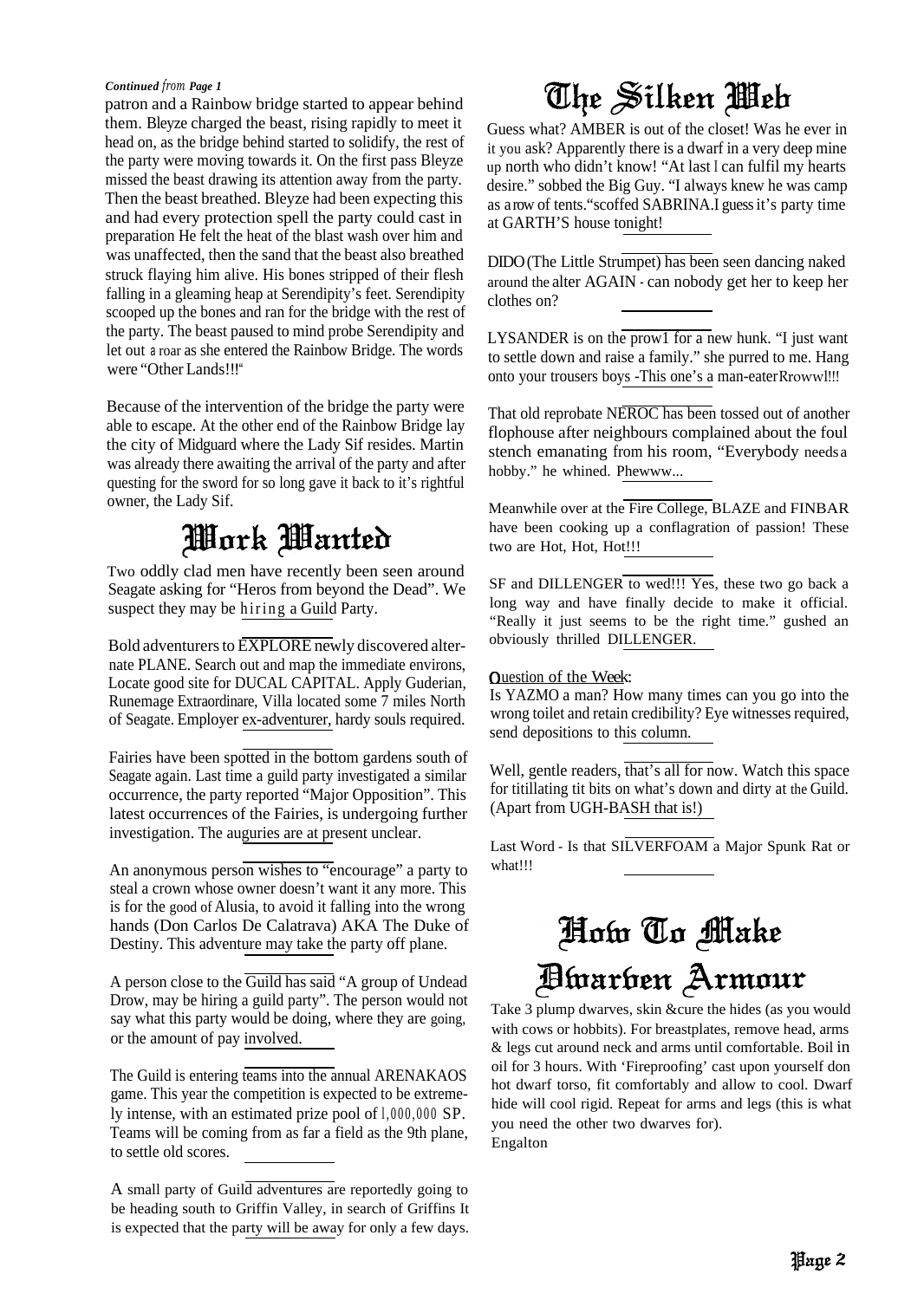*Continued from Page 1*

patron and a Rainbow bridge started to appear behind them. Bleyze charged the beast, rising rapidly to meet it head on, as the bridge behind started to solidify, the rest of the party were moving towards it. On the first pass Bleyze missed the beast drawing its attention away from the party. Then the beast breathed. Bleyze had been expecting this and had every protection spell the party could cast in preparation He felt the heat of the blast wash over him and was unaffected, then the sand that the beast also breathed struck flaying him alive. His bones stripped of their flesh falling in a gleaming heap at Serendipity's feet. Serendipity scooped up the bones and ran for the bridge with the rest of the party. The beast paused to mind probe Serendipity and let out a roar as she entered the Rainbow Bridge. The words were "Other Lands!!!"

Because of the intervention of the bridge the party were able to escape. At the other end of the Rainbow Bridge lay the city of Midguard where the Lady Sif resides. Martin was already there awaiting the arrival of the party and after questing for the sword for so long gave it back to it's rightful owner, the Lady Sif.

# Work Wanted

Two oddly clad men have recently been seen around Seagate asking for "Heros from beyond the Dead". We suspect they may be hiring a Guild Party.

Bold adventurers to EXPLORE newly discovered alternate PLANE. Search out and map the immediate environs, Locate good site for DUCAL CAPITAL. Apply Guderian, Runemage Extraordinare, Villa located some 7 miles North of Seagate. Employer ex-adventurer, hardy souls required.

Fairies have been spotted in the bottom gardens south of Seagate again. Last time a guild party investigated a similar occurrence, the party reported "Major Opposition". This latest occurrences of the Fairies, is undergoing further investigation. The auguries are at present unclear.

An anonymous person wishes to "encourage" a party to steal a crown whose owner doesn't want it any more. This is for the good of Alusia, to avoid it falling into the wrong hands (Don Carlos De Calatrava) AKA The Duke of Destiny. This adventure may take the party off plane.

A person close to the Guild has said "A group of Undead Drow, may be hiring a guild party". The person would not say what this party would be doing, where they are going, or the amount of pay involved.

The Guild is entering teams into the annual ARENAKAOS game. This year the competition is expected to be extremely intense, with an estimated prize pool of 1,000,000 SP. Teams will be coming from as far a field as the 9th plane, to settle old scores.

A small party of Guild adventures are reportedly going to be heading south to Griffin Valley, in search of Griffins It is expected that the party will be away for only a few days.

# The Silken Web

Guess what? AMBER is out of the closet! Was he ever in it you ask? Apparently there is a dwarf in a very deep mine up north who didn't know! "At last I can fulfil my hearts desire." sobbed the Big Guy. "I always knew he was camp as a row of tents."scoffed SABRINA.I guess it's party time at GARTH'S house tonight!

DIDO (The Little Strumpet) has been seen dancing naked around the alter AGAIN - can nobody get her to keep her clothes on?

LYSANDER is on the prowl for a new hunk. "I just want to settle down and raise a family." she purred to me. Hang onto your trousers boys -This one's a man-eaterRrowwl!!!

That old reprobate NEROC has been tossed out of another flophouse after neighbours complained about the foul stench emanating from his room, "Everybody needs a hobby." he whined. Phewww...

Meanwhile over at the Fire College, BLAZE and FINBAR have been cooking up a conflagration of passion! These two are Hot, Hot, Hot!!!

SF and DILLENGER to wed!!! Yes, these two go back a long way and have finally decide to make it official. "Really it just seems to be the right time." gushed an obviously thrilled DILLENGER.

Question of the Week:
Is YAZMO a man? How many times can you go into the wrong toilet and retain credibility? Eye witnesses required, send depositions to this column.

Well, gentle readers, that's all for now. Watch this space for titillating tit bits on what's down and dirty at the Guild. (Apart from UGH-BASH that is!)

Last Word - Is that SILVERFOAM a Major Spunk Rat or what!!!

# How To Make Dwarven Armour

Take 3 plump dwarves, skin &cure the hides (as you would with cows or hobbits). For breastplates, remove head, arms & legs cut around neck and arms until comfortable. Boil in oil for 3 hours. With 'Fireproofing' cast upon yourself don hot dwarf torso, fit comfortably and allow to cool. Dwarf hide will cool rigid. Repeat for arms and legs (this is what you need the other two dwarves for).
Engalton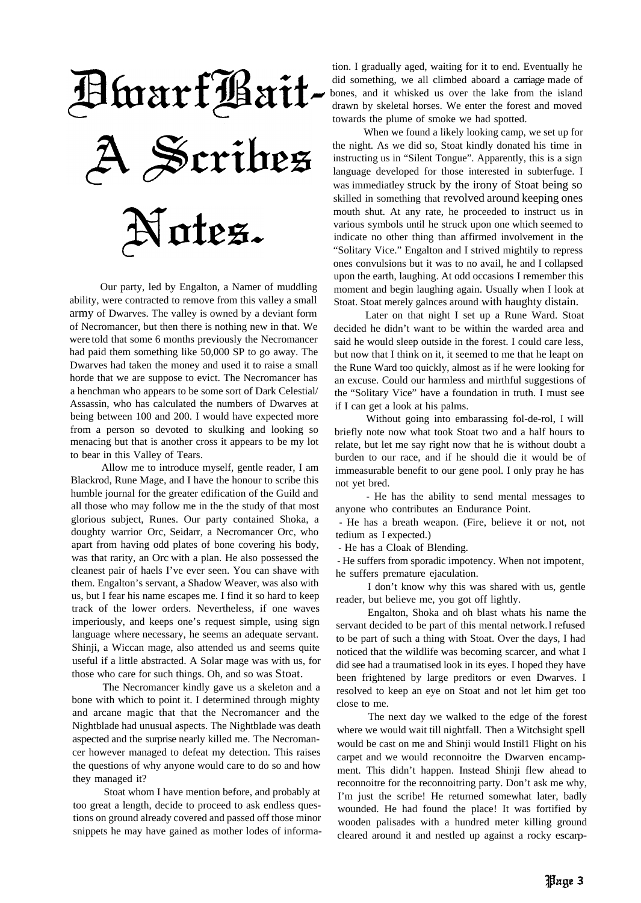# DwarfBait- A Scribes Notes.

Our party, led by Engalton, a Namer of muddling ability, were contracted to remove from this valley a small army of Dwarves. The valley is owned by a deviant form of Necromancer, but then there is nothing new in that. We were told that some 6 months previously the Necromancer had paid them something like 50,000 SP to go away. The Dwarves had taken the money and used it to raise a small horde that we are suppose to evict. The Necromancer has a henchman who appears to be some sort of Dark Celestial/ Assassin, who has calculated the numbers of Dwarves at being between 100 and 200. I would have expected more from a person so devoted to skulking and looking so menacing but that is another cross it appears to be my lot to bear in this Valley of Tears.

Allow me to introduce myself, gentle reader, I am Blackrod, Rune Mage, and I have the honour to scribe this humble journal for the greater edification of the Guild and all those who may follow me in the the study of that most glorious subject, Runes. Our party contained Shoka, a doughty warrior Orc, Seidarr, a Necromancer Orc, who apart from having odd plates of bone covering his body, was that rarity, an Orc with a plan. He also possessed the cleanest pair of haels I've ever seen. You can shave with them. Engalton's servant, a Shadow Weaver, was also with us, but I fear his name escapes me. I find it so hard to keep track of the lower orders. Nevertheless, if one waves imperiously, and keeps one's request simple, using sign language where necessary, he seems an adequate servant. Shinji, a Wiccan mage, also attended us and seems quite useful if a little abstracted. A Solar mage was with us, for those who care for such things. Oh, and so was Stoat.

The Necromancer kindly gave us a skeleton and a bone with which to point it. I determined through mighty and arcane magic that that the Necromancer and the Nightblade had unusual aspects. The Nightblade was death aspected and the surprise nearly killed me. The Necromancer however managed to defeat my detection. This raises the questions of why anyone would care to do so and how they managed it?

Stoat whom I have mention before, and probably at too great a length, decide to proceed to ask endless questions on ground already covered and passed off those minor snippets he may have gained as mother lodes of information. I gradually aged, waiting for it to end. Eventually he did something, we all climbed aboard a carriage made of bones, and it whisked us over the lake from the island drawn by skeletal horses. We enter the forest and moved towards the plume of smoke we had spotted.

When we found a likely looking camp, we set up for the night. As we did so, Stoat kindly donated his time in instructing us in "Silent Tongue". Apparently, this is a sign language developed for those interested in subterfuge. I was immediatley struck by the irony of Stoat being so skilled in something that revolved around keeping ones mouth shut. At any rate, he proceeded to instruct us in various symbols until he struck upon one which seemed to indicate no other thing than affirmed involvement in the "Solitary Vice." Engalton and I strived mightily to repress ones convulsions but it was to no avail, he and I collapsed upon the earth, laughing. At odd occasions I remember this moment and begin laughing again. Usually when I look at Stoat. Stoat merely galnces around with haughty distain.

Later on that night I set up a Rune Ward. Stoat decided he didn't want to be within the warded area and said he would sleep outside in the forest. I could care less, but now that I think on it, it seemed to me that he leapt on the Rune Ward too quickly, almost as if he were looking for an excuse. Could our harmless and mirthful suggestions of the "Solitary Vice" have a foundation in truth. I must see if I can get a look at his palms.

Without going into embarassing fol-de-rol, I will briefly note now what took Stoat two and a half hours to relate, but let me say right now that he is without doubt a burden to our race, and if he should die it would be of immeasurable benefit to our gene pool. I only pray he has not yet bred.

- He has the ability to send mental messages to anyone who contributes an Endurance Point.
- He has a breath weapon. (Fire, believe it or not, not tedium as I expected.)
- He has a Cloak of Blending.
- He suffers from sporadic impotency. When not impotent, he suffers premature ejaculation.

I don't know why this was shared with us, gentle reader, but believe me, you got off lightly.

Engalton, Shoka and oh blast whats his name the servant decided to be part of this mental network. I refused to be part of such a thing with Stoat. Over the days, I had noticed that the wildlife was becoming scarcer, and what I did see had a traumatised look in its eyes. I hoped they have been frightened by large preditors or even Dwarves. I resolved to keep an eye on Stoat and not let him get too close to me.

The next day we walked to the edge of the forest where we would wait till nightfall. Then a Witchsight spell would be cast on me and Shinji would Instil1 Flight on his carpet and we would reconnoitre the Dwarven encampment. This didn't happen. Instead Shinji flew ahead to reconnoitre for the reconnoitring party. Don't ask me why, I'm just the scribe! He returned somewhat later, badly wounded. He had found the place! It was fortified by wooden palisades with a hundred meter killing ground cleared around it and nestled up against a rocky escarp-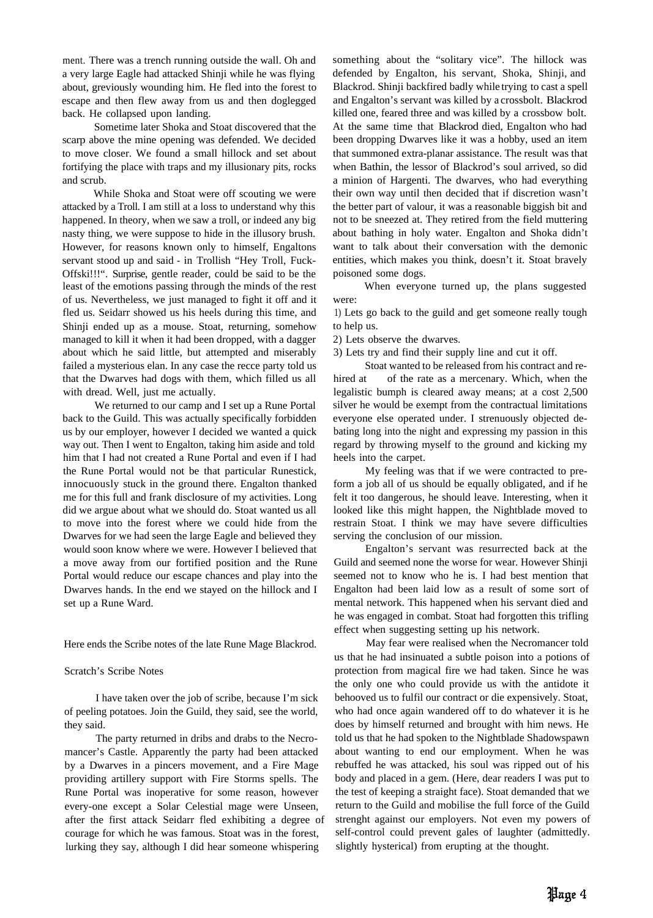ment. There was a trench running outside the wall. Oh and a very large Eagle had attacked Shinji while he was flying about, greviously wounding him. He fled into the forest to escape and then flew away from us and then doglegged back. He collapsed upon landing.

Sometime later Shoka and Stoat discovered that the scarp above the mine opening was defended. We decided to move closer. We found a small hillock and set about fortifying the place with traps and my illusionary pits, rocks and scrub.

While Shoka and Stoat were off scouting we were attacked by a Troll. I am still at a loss to understand why this happened. In theory, when we saw a troll, or indeed any big nasty thing, we were suppose to hide in the illusory brush. However, for reasons known only to himself, Engaltons servant stood up and said - in Trollish "Hey Troll, Fuck-Offski!!!". Surprise, gentle reader, could be said to be the least of the emotions passing through the minds of the rest of us. Nevertheless, we just managed to fight it off and it fled us. Seidarr showed us his heels during this time, and Shinji ended up as a mouse. Stoat, returning, somehow managed to kill it when it had been dropped, with a dagger about which he said little, but attempted and miserably failed a mysterious elan. In any case the recce party told us that the Dwarves had dogs with them, which filled us all with dread. Well, just me actually.

We returned to our camp and I set up a Rune Portal back to the Guild. This was actually specifically forbidden us by our employer, however I decided we wanted a quick way out. Then I went to Engalton, taking him aside and told him that I had not created a Rune Portal and even if I had the Rune Portal would not be that particular Runestick, innocuously stuck in the ground there. Engalton thanked me for this full and frank disclosure of my activities. Long did we argue about what we should do. Stoat wanted us all to move into the forest where we could hide from the Dwarves for we had seen the large Eagle and believed they would soon know where we were. However I believed that a move away from our fortified position and the Rune Portal would reduce our escape chances and play into the Dwarves hands. In the end we stayed on the hillock and I set up a Rune Ward.

Here ends the Scribe notes of the late Rune Mage Blackrod.

Scratch's Scribe Notes

I have taken over the job of scribe, because I'm sick of peeling potatoes. Join the Guild, they said, see the world, they said.

The party returned in dribs and drabs to the Necromancer's Castle. Apparently the party had been attacked by a Dwarves in a pincers movement, and a Fire Mage providing artillery support with Fire Storms spells. The Rune Portal was inoperative for some reason, however every-one except a Solar Celestial mage were Unseen, after the first attack Seidarr fled exhibiting a degree of courage for which he was famous. Stoat was in the forest, lurking they say, although I did hear someone whispering something about the "solitary vice". The hillock was defended by Engalton, his servant, Shoka, Shinji, and Blackrod. Shinji backfired badly while trying to cast a spell and Engalton's servant was killed by a crossbolt. Blackrod killed one, feared three and was killed by a crossbow bolt. At the same time that Blackrod died, Engalton who had been dropping Dwarves like it was a hobby, used an item that summoned extra-planar assistance. The result was that when Bathin, the lessor of Blackrod's soul arrived, so did a minion of Hargenti. The dwarves, who had everything their own way until then decided that if discretion wasn't the better part of valour, it was a reasonable biggish bit and not to be sneezed at. They retired from the field muttering about bathing in holy water. Engalton and Shoka didn't want to talk about their conversation with the demonic entities, which makes you think, doesn't it. Stoat bravely poisoned some dogs.

When everyone turned up, the plans suggested were:

1) Lets go back to the guild and get someone really tough to help us.
2) Lets observe the dwarves.
3) Lets try and find their supply line and cut it off.

Stoat wanted to be released from his contract and re-hired at  of the rate as a mercenary. Which, when the legalistic bumph is cleared away means; at a cost 2,500 silver he would be exempt from the contractual limitations everyone else operated under. I strenuously objected debating long into the night and expressing my passion in this regard by throwing myself to the ground and kicking my heels into the carpet.

My feeling was that if we were contracted to preform a job all of us should be equally obligated, and if he felt it too dangerous, he should leave. Interesting, when it looked like this might happen, the Nightblade moved to restrain Stoat. I think we may have severe difficulties serving the conclusion of our mission.

Engalton's servant was resurrected back at the Guild and seemed none the worse for wear. However Shinji seemed not to know who he is. I had best mention that Engalton had been laid low as a result of some sort of mental network. This happened when his servant died and he was engaged in combat. Stoat had forgotten this trifling effect when suggesting setting up his network.

May fear were realised when the Necromancer told us that he had insinuated a subtle poison into a potions of protection from magical fire we had taken. Since he was the only one who could provide us with the antidote it behooved us to fulfil our contract or die expensively. Stoat, who had once again wandered off to do whatever it is he does by himself returned and brought with him news. He told us that he had spoken to the Nightblade Shadowspawn about wanting to end our employment. When he was rebuffed he was attacked, his soul was ripped out of his body and placed in a gem. (Here, dear readers I was put to the test of keeping a straight face). Stoat demanded that we return to the Guild and mobilise the full force of the Guild strenght against our employers. Not even my powers of self-control could prevent gales of laughter (admittedly. slightly hysterical) from erupting at the thought.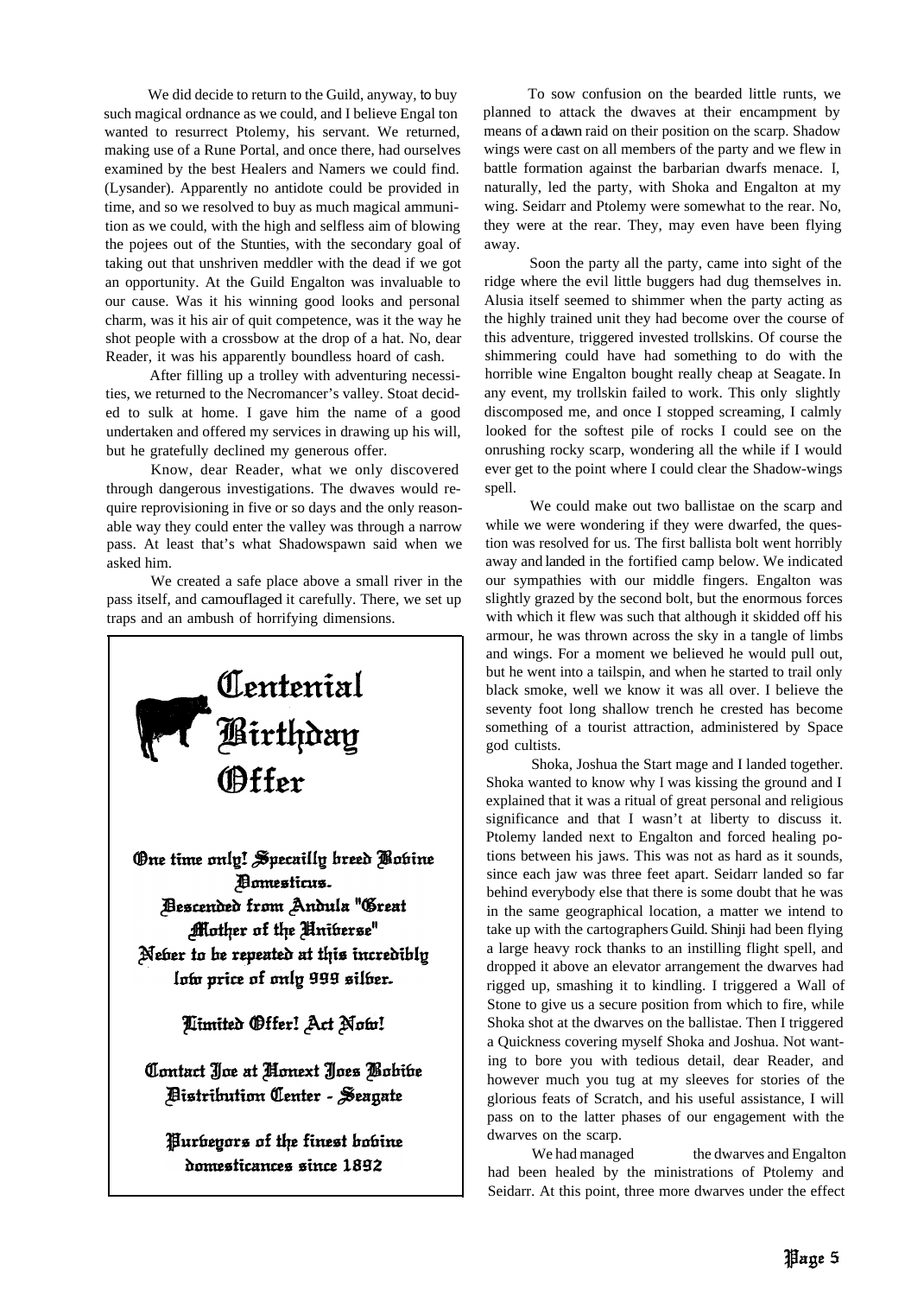We did decide to return to the Guild, anyway, to buy such magical ordnance as we could, and I believe Engal ton wanted to resurrect Ptolemy, his servant. We returned, making use of a Rune Portal, and once there, had ourselves examined by the best Healers and Namers we could find. (Lysander). Apparently no antidote could be provided in time, and so we resolved to buy as much magical ammunition as we could, with the high and selfless aim of blowing the pojees out of the Stunties, with the secondary goal of taking out that unshriven meddler with the dead if we got an opportunity. At the Guild Engalton was invaluable to our cause. Was it his winning good looks and personal charm, was it his air of quit competence, was it the way he shot people with a crossbow at the drop of a hat. No, dear Reader, it was his apparently boundless hoard of cash.

After filling up a trolley with adventuring necessities, we returned to the Necromancer's valley. Stoat decided to sulk at home. I gave him the name of a good undertaken and offered my services in drawing up his will, but he gratefully declined my generous offer.

Know, dear Reader, what we only discovered through dangerous investigations. The dwaves would require reprovisioning in five or so days and the only reasonable way they could enter the valley was through a narrow pass. At least that's what Shadowspawn said when we asked him.

We created a safe place above a small river in the pass itself, and camouflaged it carefully. There, we set up traps and an ambush of horrifying dimensions.

> **Centenial Birthday Offer**
>
> One time only! Specailly breed Bovine Domesticus.
> Descended from Andula "Great Mother of the Universe"
> Never to be repeated at this incredibly low price of only 999 silver.
>
> **Limited Offer! Act Now!**
>
> Contact Joe at Honext Joes Bovive Distribution Center - Seagate
>
> Purveyors of the finest bovine domesticances since 1892

To sow confusion on the bearded little runts, we planned to attack the dwaves at their encampment by means of a dawn raid on their position on the scarp. Shadow wings were cast on all members of the party and we flew in battle formation against the barbarian dwarfs menace. I, naturally, led the party, with Shoka and Engalton at my wing. Seidarr and Ptolemy were somewhat to the rear. No, they were at the rear. They, may even have been flying away.

Soon the party all the party, came into sight of the ridge where the evil little buggers had dug themselves in. Alusia itself seemed to shimmer when the party acting as the highly trained unit they had become over the course of this adventure, triggered invested trollskins. Of course the shimmering could have had something to do with the horrible wine Engalton bought really cheap at Seagate. In any event, my trollskin failed to work. This only slightly discomposed me, and once I stopped screaming, I calmly looked for the softest pile of rocks I could see on the onrushing rocky scarp, wondering all the while if I would ever get to the point where I could clear the Shadow-wings spell.

We could make out two ballistae on the scarp and while we were wondering if they were dwarfed, the question was resolved for us. The first ballista bolt went horribly away and landed in the fortified camp below. We indicated our sympathies with our middle fingers. Engalton was slightly grazed by the second bolt, but the enormous forces with which it flew was such that although it skidded off his armour, he was thrown across the sky in a tangle of limbs and wings. For a moment we believed he would pull out, but he went into a tailspin, and when he started to trail only black smoke, well we know it was all over. I believe the seventy foot long shallow trench he crested has become something of a tourist attraction, administered by Space god cultists.

Shoka, Joshua the Start mage and I landed together. Shoka wanted to know why I was kissing the ground and I explained that it was a ritual of great personal and religious significance and that I wasn't at liberty to discuss it. Ptolemy landed next to Engalton and forced healing potions between his jaws. This was not as hard as it sounds, since each jaw was three feet apart. Seidarr landed so far behind everybody else that there is some doubt that he was in the same geographical location, a matter we intend to take up with the cartographers Guild. Shinji had been flying a large heavy rock thanks to an instilling flight spell, and dropped it above an elevator arrangement the dwarves had rigged up, smashing it to kindling. I triggered a Wall of Stone to give us a secure position from which to fire, while Shoka shot at the dwarves on the ballistae. Then I triggered a Quickness covering myself Shoka and Joshua. Not wanting to bore you with tedious detail, dear Reader, and however much you tug at my sleeves for stories of the glorious feats of Scratch, and his useful assistance, I will pass on to the latter phases of our engagement with the dwarves on the scarp.

We had managed the dwarves and Engalton had been healed by the ministrations of Ptolemy and Seidarr. At this point, three more dwarves under the effect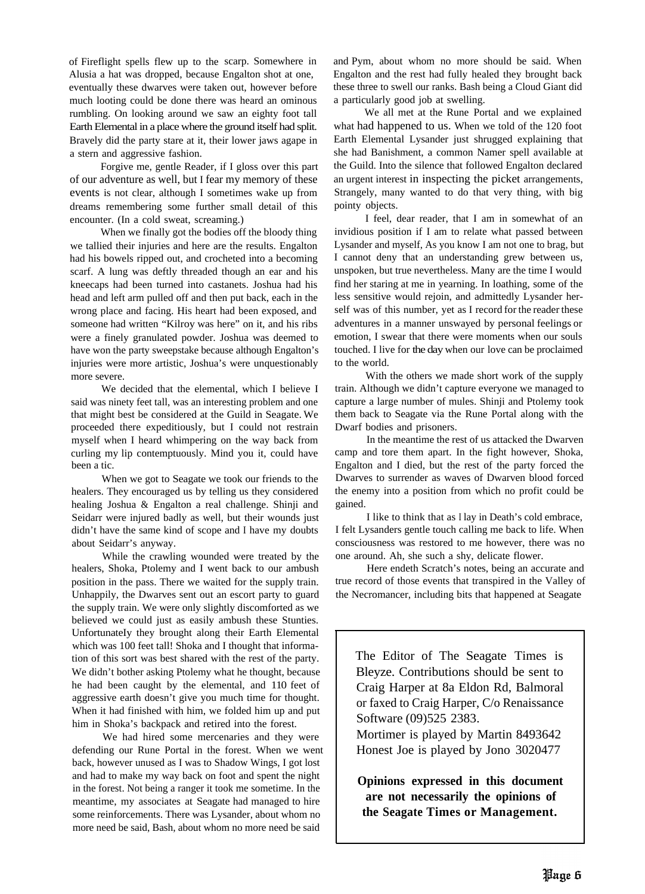of Fireflight spells flew up to the scarp. Somewhere in Alusia a hat was dropped, because Engalton shot at one, eventually these dwarves were taken out, however before much looting could be done there was heard an ominous rumbling. On looking around we saw an eighty foot tall Earth Elemental in a place where the ground itself had split. Bravely did the party stare at it, their lower jaws agape in a stern and aggressive fashion.

Forgive me, gentle Reader, if I gloss over this part of our adventure as well, but I fear my memory of these events is not clear, although I sometimes wake up from dreams remembering some further small detail of this encounter. (In a cold sweat, screaming.)

When we finally got the bodies off the bloody thing we tallied their injuries and here are the results. Engalton had his bowels ripped out, and crocheted into a becoming scarf. A lung was deftly threaded though an ear and his kneecaps had been turned into castanets. Joshua had his head and left arm pulled off and then put back, each in the wrong place and facing. His heart had been exposed, and someone had written "Kilroy was here" on it, and his ribs were a finely granulated powder. Joshua was deemed to have won the party sweepstake because although Engalton's injuries were more artistic, Joshua's were unquestionably more severe.

We decided that the elemental, which I believe I said was ninety feet tall, was an interesting problem and one that might best be considered at the Guild in Seagate. We proceeded there expeditiously, but I could not restrain myself when I heard whimpering on the way back from curling my lip contemptuously. Mind you it, could have been a tic.

When we got to Seagate we took our friends to the healers. They encouraged us by telling us they considered healing Joshua & Engalton a real challenge. Shinji and Seidarr were injured badly as well, but their wounds just didn't have the same kind of scope and I have my doubts about Seidarr's anyway.

While the crawling wounded were treated by the healers, Shoka, Ptolemy and I went back to our ambush position in the pass. There we waited for the supply train. Unhappily, the Dwarves sent out an escort party to guard the supply train. We were only slightly discomforted as we believed we could just as easily ambush these Stunties. Unfortunately they brought along their Earth Elemental which was 100 feet tall! Shoka and I thought that information of this sort was best shared with the rest of the party. We didn't bother asking Ptolemy what he thought, because he had been caught by the elemental, and 110 feet of aggressive earth doesn't give you much time for thought. When it had finished with him, we folded him up and put him in Shoka's backpack and retired into the forest.

We had hired some mercenaries and they were defending our Rune Portal in the forest. When we went back, however unused as I was to Shadow Wings, I got lost and had to make my way back on foot and spent the night in the forest. Not being a ranger it took me sometime. In the meantime, my associates at Seagate had managed to hire some reinforcements. There was Lysander, about whom no more need be said, Bash, about whom no more need be said and Pym, about whom no more should be said. When Engalton and the rest had fully healed they brought back these three to swell our ranks. Bash being a Cloud Giant did a particularly good job at swelling.

We all met at the Rune Portal and we explained what had happened to us. When we told of the 120 foot Earth Elemental Lysander just shrugged explaining that she had Banishment, a common Namer spell available at the Guild. Into the silence that followed Engalton declared an urgent interest in inspecting the picket arrangements, Strangely, many wanted to do that very thing, with big pointy objects.

I feel, dear reader, that I am in somewhat of an invidious position if I am to relate what passed between Lysander and myself, As you know I am not one to brag, but I cannot deny that an understanding grew between us, unspoken, but true nevertheless. Many are the time I would find her staring at me in yearning. In loathing, some of the less sensitive would rejoin, and admittedly Lysander herself was of this number, yet as I record for the reader these adventures in a manner unswayed by personal feelings or emotion, I swear that there were moments when our souls touched. I live for the day when our love can be proclaimed to the world.

With the others we made short work of the supply train. Although we didn't capture everyone we managed to capture a large number of mules. Shinji and Ptolemy took them back to Seagate via the Rune Portal along with the Dwarf bodies and prisoners.

In the meantime the rest of us attacked the Dwarven camp and tore them apart. In the fight however, Shoka, Engalton and I died, but the rest of the party forced the Dwarves to surrender as waves of Dwarven blood forced the enemy into a position from which no profit could be gained.

I like to think that as I lay in Death's cold embrace, I felt Lysanders gentle touch calling me back to life. When consciousness was restored to me however, there was no one around. Ah, she such a shy, delicate flower.

Here endeth Scratch's notes, being an accurate and true record of those events that transpired in the Valley of the Necromancer, including bits that happened at Seagate

---

The Editor of The Seagate Times is Bleyze. Contributions should be sent to Craig Harper at 8a Eldon Rd, Balmoral or faxed to Craig Harper, C/o Renaissance Software (09)525 2383.

Mortimer is played by Martin 8493642
Honest Joe is played by Jono 3020477

**Opinions expressed in this document are not necessarily the opinions of the Seagate Times or Management.**